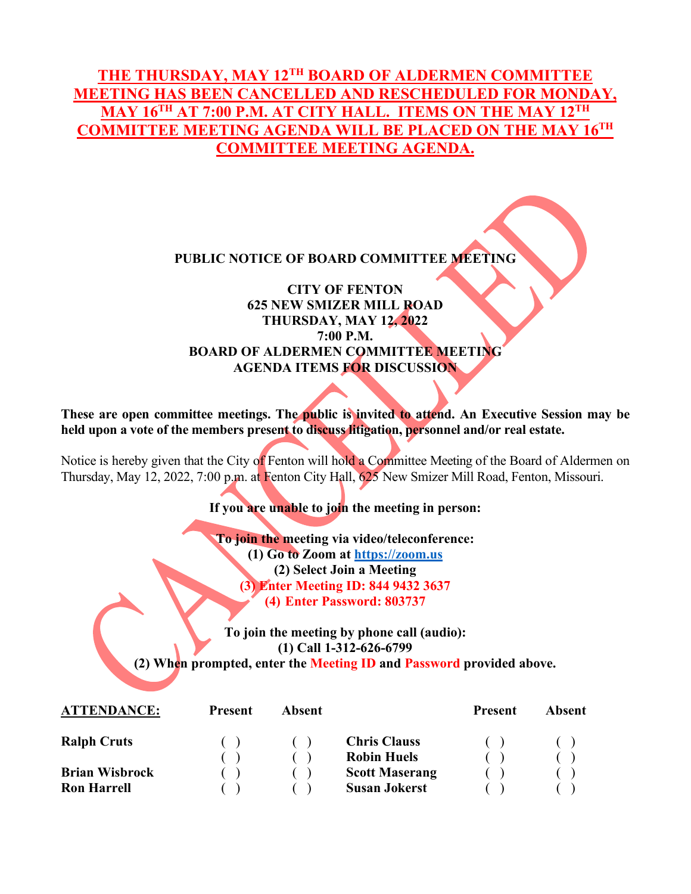**THE THURSDAY, MAY 12TH BOARD OF ALDERMEN COMMITTEE MEETING HAS BEEN CANCELLED AND RESCHEDULED FOR MONDAY, MAY 16TH AT 7:00 P.M. AT CITY HALL. ITEMS ON THE MAY 12TH COMMITTEE MEETING AGENDA WILL BE PLACED ON THE MAY 16TH COMMITTEE MEETING AGENDA.**

CANCELLED

**PUBLIC NOTICE OF BOARD COMMITTEE MEETING**

**CITY OF FENTON**
**625 NEW SMIZER MILL ROAD**
**THURSDAY, MAY 12, 2022**
**7:00 P.M.**
**BOARD OF ALDERMEN COMMITTEE MEETING**
**AGENDA ITEMS FOR DISCUSSION**

**These are open committee meetings. The public is invited to attend. An Executive Session may be held upon a vote of the members present to discuss litigation, personnel and/or real estate.**

Notice is hereby given that the City of Fenton will hold a Committee Meeting of the Board of Aldermen on Thursday, May 12, 2022, 7:00 p.m. at Fenton City Hall, 625 New Smizer Mill Road, Fenton, Missouri.

**If you are unable to join the meeting in person:**

**To join the meeting via video/teleconference:**
**(1) Go to Zoom at https://zoom.us**
**(2) Select Join a Meeting**
**(3) Enter Meeting ID: 844 9432 3637**
**(4) Enter Password: 803737**

**To join the meeting by phone call (audio):**
**(1) Call 1-312-626-6799**
**(2) When prompted, enter the Meeting ID and Password provided above.**

| ATTENDANCE: | Present | Absent | | Present | Absent |
|---|---|---|---|---|---|
| Ralph Cruts | ( ) | ( ) | Chris Clauss | ( ) | ( ) |
| | ( ) | ( ) | Robin Huels | ( ) | ( ) |
| Brian Wisbrock | ( ) | ( ) | Scott Maserang | ( ) | ( ) |
| Ron Harrell | ( ) | ( ) | Susan Jokerst | ( ) | ( ) |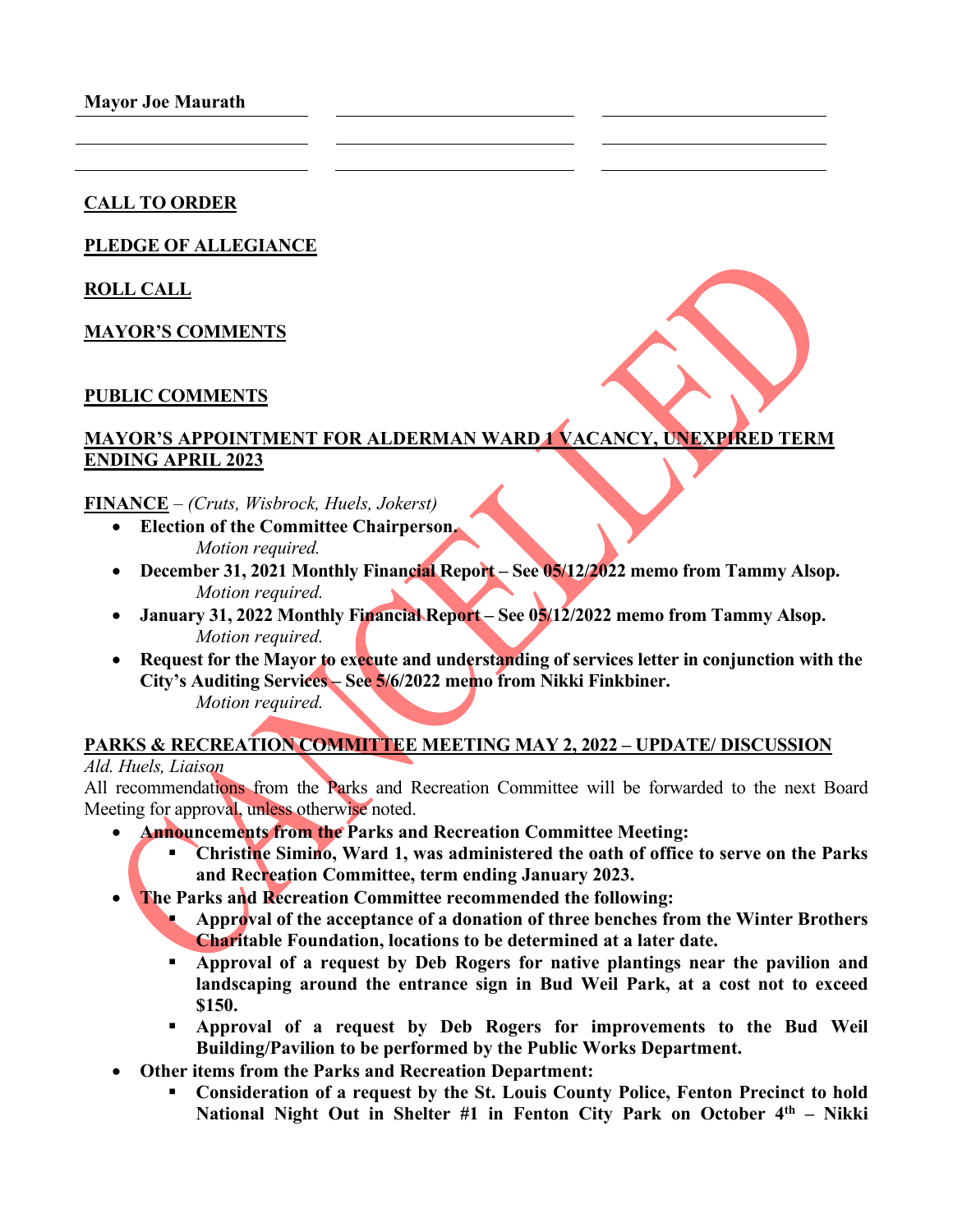**Mayor Joe Maurath**

**CALL TO ORDER**

**PLEDGE OF ALLEGIANCE**

**ROLL CALL**

**MAYOR'S COMMENTS**

**PUBLIC COMMENTS**

**MAYOR'S APPOINTMENT FOR ALDERMAN WARD 1 VACANCY, UNEXPIRED TERM ENDING APRIL 2023**

**FINANCE** – *(Cruts, Wisbrock, Huels, Jokerst)*

- **Election of the Committee Chairperson.**
  *Motion required.*
- **December 31, 2021 Monthly Financial Report – See 05/12/2022 memo from Tammy Alsop.**
  *Motion required.*
- **January 31, 2022 Monthly Financial Report – See 05/12/2022 memo from Tammy Alsop.**
  *Motion required.*
- **Request for the Mayor to execute and understanding of services letter in conjunction with the City's Auditing Services – See 5/6/2022 memo from Nikki Finkbiner.**
  *Motion required.*

**PARKS & RECREATION COMMITTEE MEETING MAY 2, 2022 – UPDATE/ DISCUSSION**

*Ald. Huels, Liaison*

All recommendations from the Parks and Recreation Committee will be forwarded to the next Board Meeting for approval, unless otherwise noted.

- **Announcements from the Parks and Recreation Committee Meeting:**
  - **Christine Simino, Ward 1, was administered the oath of office to serve on the Parks and Recreation Committee, term ending January 2023.**
- **The Parks and Recreation Committee recommended the following:**
  - **Approval of the acceptance of a donation of three benches from the Winter Brothers Charitable Foundation, locations to be determined at a later date.**
  - **Approval of a request by Deb Rogers for native plantings near the pavilion and landscaping around the entrance sign in Bud Weil Park, at a cost not to exceed $150.**
  - **Approval of a request by Deb Rogers for improvements to the Bud Weil Building/Pavilion to be performed by the Public Works Department.**
- **Other items from the Parks and Recreation Department:**
  - **Consideration of a request by the St. Louis County Police, Fenton Precinct to hold National Night Out in Shelter #1 in Fenton City Park on October 4th – Nikki**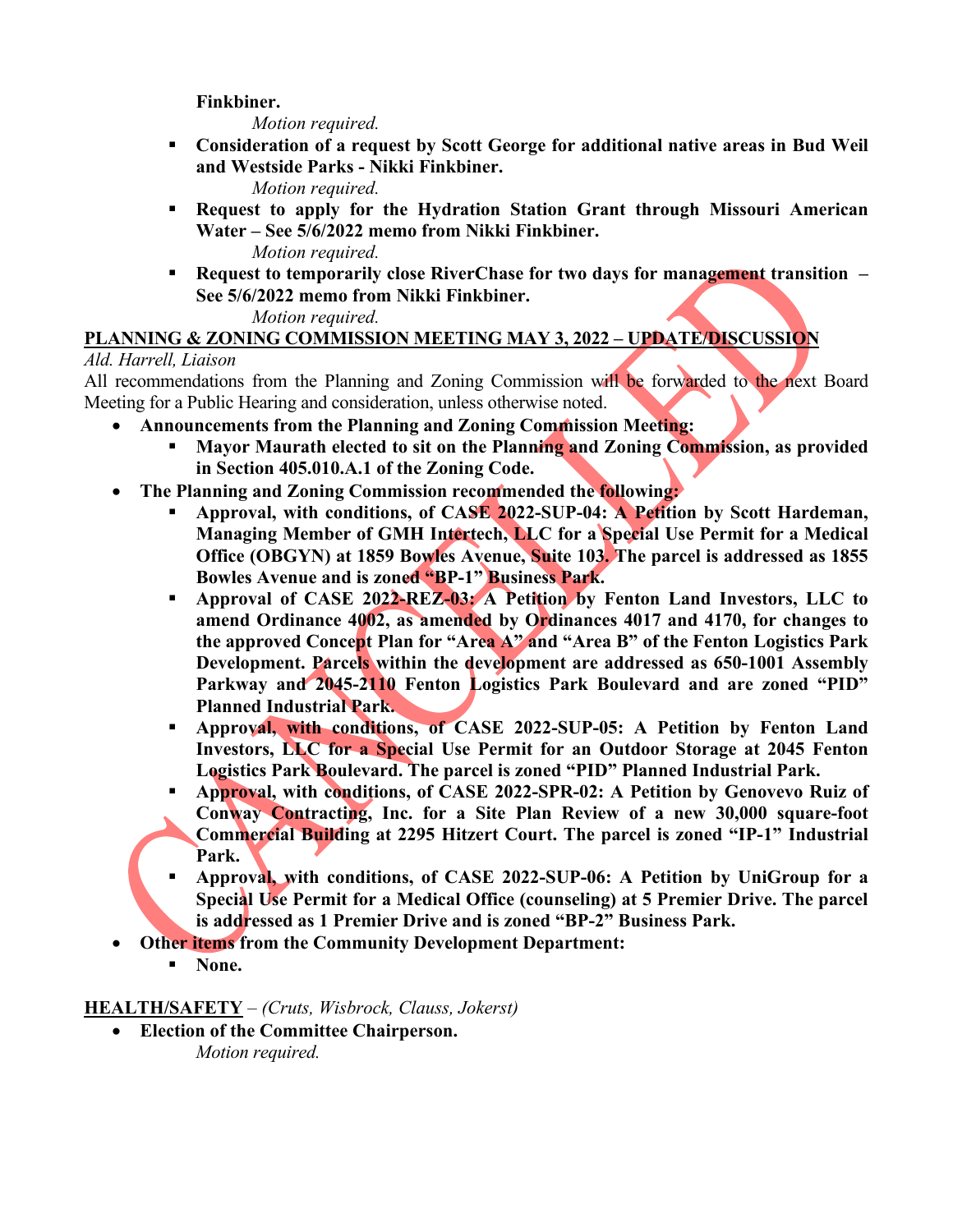**Finkbiner.**

*Motion required.*

- **Consideration of a request by Scott George for additional native areas in Bud Weil and Westside Parks - Nikki Finkbiner.**

  *Motion required.*

- **Request to apply for the Hydration Station Grant through Missouri American Water – See 5/6/2022 memo from Nikki Finkbiner.**

  *Motion required.*

- **Request to temporarily close RiverChase for two days for management transition – See 5/6/2022 memo from Nikki Finkbiner.**

  *Motion required.*

**PLANNING & ZONING COMMISSION MEETING MAY 3, 2022 – UPDATE/DISCUSSION**

*Ald. Harrell, Liaison*

All recommendations from the Planning and Zoning Commission will be forwarded to the next Board Meeting for a Public Hearing and consideration, unless otherwise noted.

- **Announcements from the Planning and Zoning Commission Meeting:**
  - **Mayor Maurath elected to sit on the Planning and Zoning Commission, as provided in Section 405.010.A.1 of the Zoning Code.**
- **The Planning and Zoning Commission recommended the following:**
  - **Approval, with conditions, of CASE 2022-SUP-04: A Petition by Scott Hardeman, Managing Member of GMH Intertech, LLC for a Special Use Permit for a Medical Office (OBGYN) at 1859 Bowles Avenue, Suite 103. The parcel is addressed as 1855 Bowles Avenue and is zoned "BP-1" Business Park.**
  - **Approval of CASE 2022-REZ-03: A Petition by Fenton Land Investors, LLC to amend Ordinance 4002, as amended by Ordinances 4017 and 4170, for changes to the approved Concept Plan for "Area A" and "Area B" of the Fenton Logistics Park Development. Parcels within the development are addressed as 650-1001 Assembly Parkway and 2045-2110 Fenton Logistics Park Boulevard and are zoned "PID" Planned Industrial Park.**
  - **Approval, with conditions, of CASE 2022-SUP-05: A Petition by Fenton Land Investors, LLC for a Special Use Permit for an Outdoor Storage at 2045 Fenton Logistics Park Boulevard. The parcel is zoned "PID" Planned Industrial Park.**
  - **Approval, with conditions, of CASE 2022-SPR-02: A Petition by Genovevo Ruiz of Conway Contracting, Inc. for a Site Plan Review of a new 30,000 square-foot Commercial Building at 2295 Hitzert Court. The parcel is zoned "IP-1" Industrial Park.**
  - **Approval, with conditions, of CASE 2022-SUP-06: A Petition by UniGroup for a Special Use Permit for a Medical Office (counseling) at 5 Premier Drive. The parcel is addressed as 1 Premier Drive and is zoned "BP-2" Business Park.**
- **Other items from the Community Development Department:**
  - **None.**

**HEALTH/SAFETY** – *(Cruts, Wisbrock, Clauss, Jokerst)*

- **Election of the Committee Chairperson.**

  *Motion required.*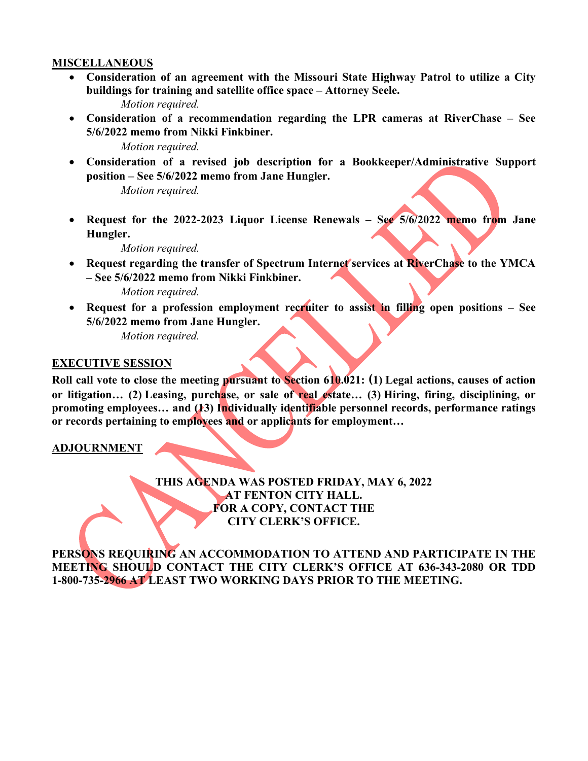**MISCELLANEOUS**

- **Consideration of an agreement with the Missouri State Highway Patrol to utilize a City buildings for training and satellite office space – Attorney Seele.**
  *Motion required.*
- **Consideration of a recommendation regarding the LPR cameras at RiverChase – See 5/6/2022 memo from Nikki Finkbiner.**
  *Motion required.*
- **Consideration of a revised job description for a Bookkeeper/Administrative Support position – See 5/6/2022 memo from Jane Hungler.**
  *Motion required.*
- **Request for the 2022-2023 Liquor License Renewals – See 5/6/2022 memo from Jane Hungler.**
  *Motion required.*
- **Request regarding the transfer of Spectrum Internet services at RiverChase to the YMCA – See 5/6/2022 memo from Nikki Finkbiner.**
  *Motion required.*
- **Request for a profession employment recruiter to assist in filling open positions – See 5/6/2022 memo from Jane Hungler.**
  *Motion required.*

**EXECUTIVE SESSION**

**Roll call vote to close the meeting pursuant to Section 610.021: (1) Legal actions, causes of action or litigation… (2) Leasing, purchase, or sale of real estate… (3) Hiring, firing, disciplining, or promoting employees… and (13) Individually identifiable personnel records, performance ratings or records pertaining to employees and or applicants for employment…**

**ADJOURNMENT**

**THIS AGENDA WAS POSTED FRIDAY, MAY 6, 2022**
**AT FENTON CITY HALL.**
**FOR A COPY, CONTACT THE**
**CITY CLERK'S OFFICE.**

**PERSONS REQUIRING AN ACCOMMODATION TO ATTEND AND PARTICIPATE IN THE MEETING SHOULD CONTACT THE CITY CLERK'S OFFICE AT 636-343-2080 OR TDD 1-800-735-2966 AT LEAST TWO WORKING DAYS PRIOR TO THE MEETING.**

CANCELLED